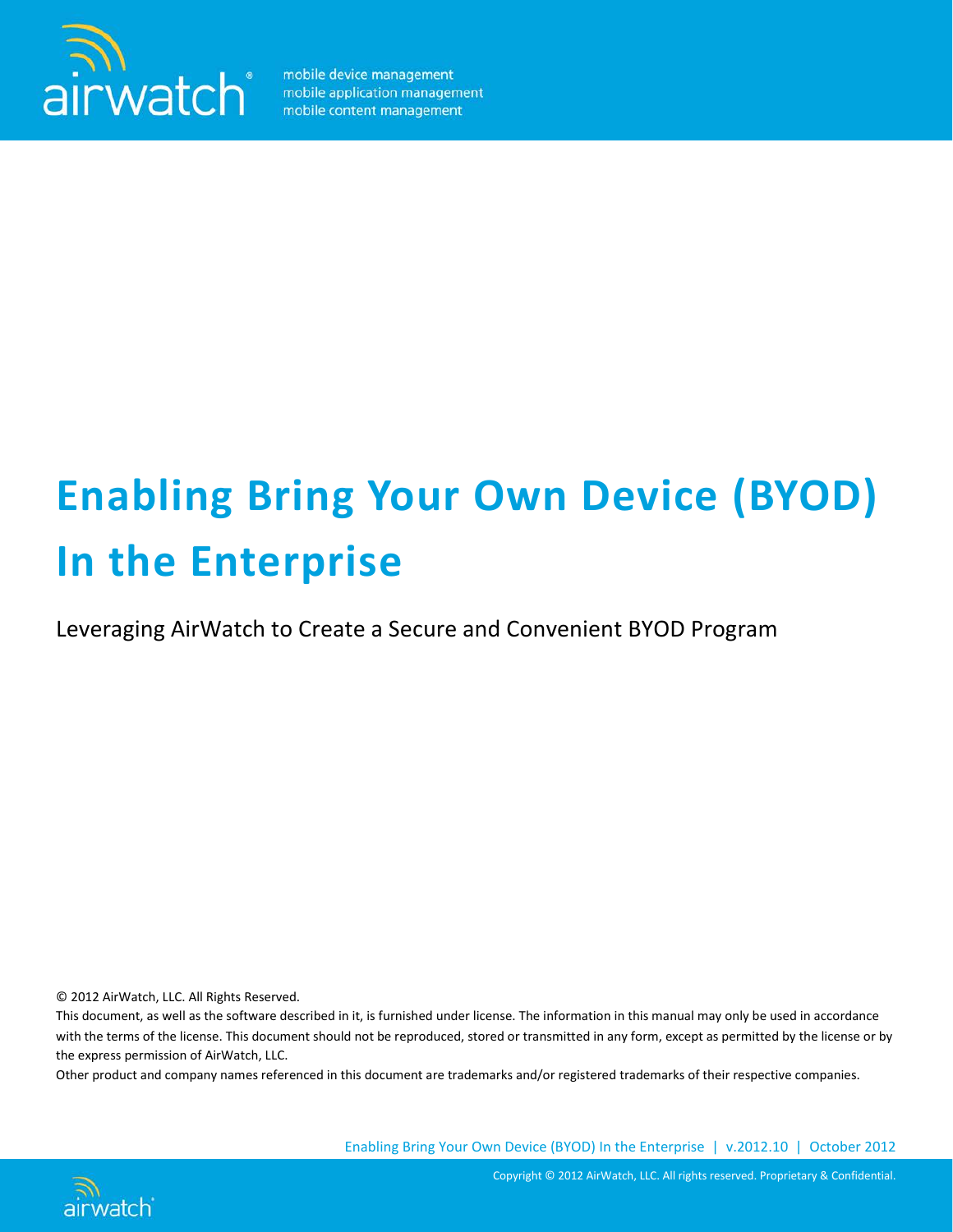mobile device management
mobile application management
mobile content management

# Enabling Bring Your Own Device (BYOD) In the Enterprise

Leveraging AirWatch to Create a Secure and Convenient BYOD Program

© 2012 AirWatch, LLC. All Rights Reserved.
This document, as well as the software described in it, is furnished under license. The information in this manual may only be used in accordance with the terms of the license. This document should not be reproduced, stored or transmitted in any form, except as permitted by the license or by the express permission of AirWatch, LLC.
Other product and company names referenced in this document are trademarks and/or registered trademarks of their respective companies.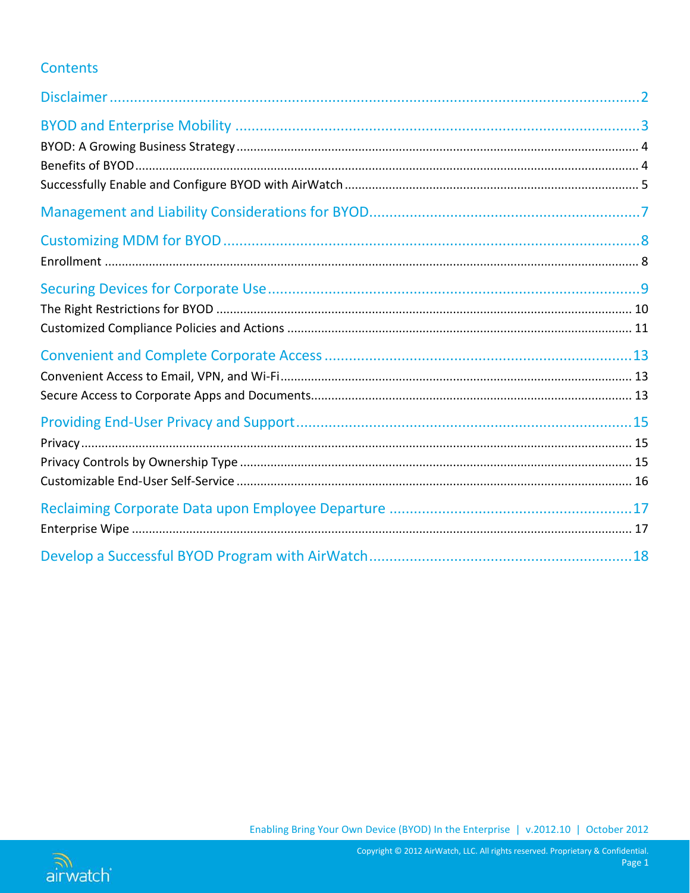# Contents

Disclaimer ..... 2

BYOD and Enterprise Mobility ..... 3

- BYOD: A Growing Business Strategy ..... 4
- Benefits of BYOD ..... 4
- Successfully Enable and Configure BYOD with AirWatch ..... 5

Management and Liability Considerations for BYOD ..... 7

Customizing MDM for BYOD ..... 8

- Enrollment ..... 8

Securing Devices for Corporate Use ..... 9

- The Right Restrictions for BYOD ..... 10
- Customized Compliance Policies and Actions ..... 11

Convenient and Complete Corporate Access ..... 13

- Convenient Access to Email, VPN, and Wi-Fi ..... 13
- Secure Access to Corporate Apps and Documents ..... 13

Providing End-User Privacy and Support ..... 15

- Privacy ..... 15
- Privacy Controls by Ownership Type ..... 15
- Customizable End-User Self-Service ..... 16

Reclaiming Corporate Data upon Employee Departure ..... 17

- Enterprise Wipe ..... 17

Develop a Successful BYOD Program with AirWatch ..... 18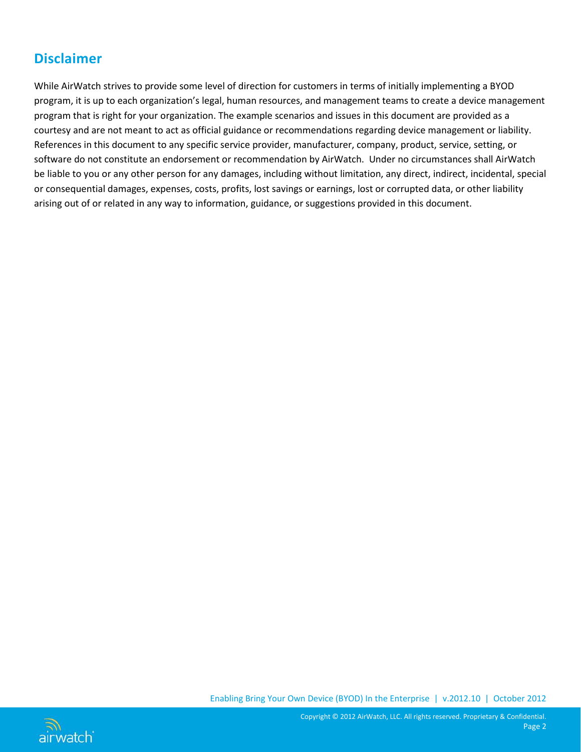## Disclaimer

While AirWatch strives to provide some level of direction for customers in terms of initially implementing a BYOD program, it is up to each organization's legal, human resources, and management teams to create a device management program that is right for your organization. The example scenarios and issues in this document are provided as a courtesy and are not meant to act as official guidance or recommendations regarding device management or liability. References in this document to any specific service provider, manufacturer, company, product, service, setting, or software do not constitute an endorsement or recommendation by AirWatch. Under no circumstances shall AirWatch be liable to you or any other person for any damages, including without limitation, any direct, indirect, incidental, special or consequential damages, expenses, costs, profits, lost savings or earnings, lost or corrupted data, or other liability arising out of or related in any way to information, guidance, or suggestions provided in this document.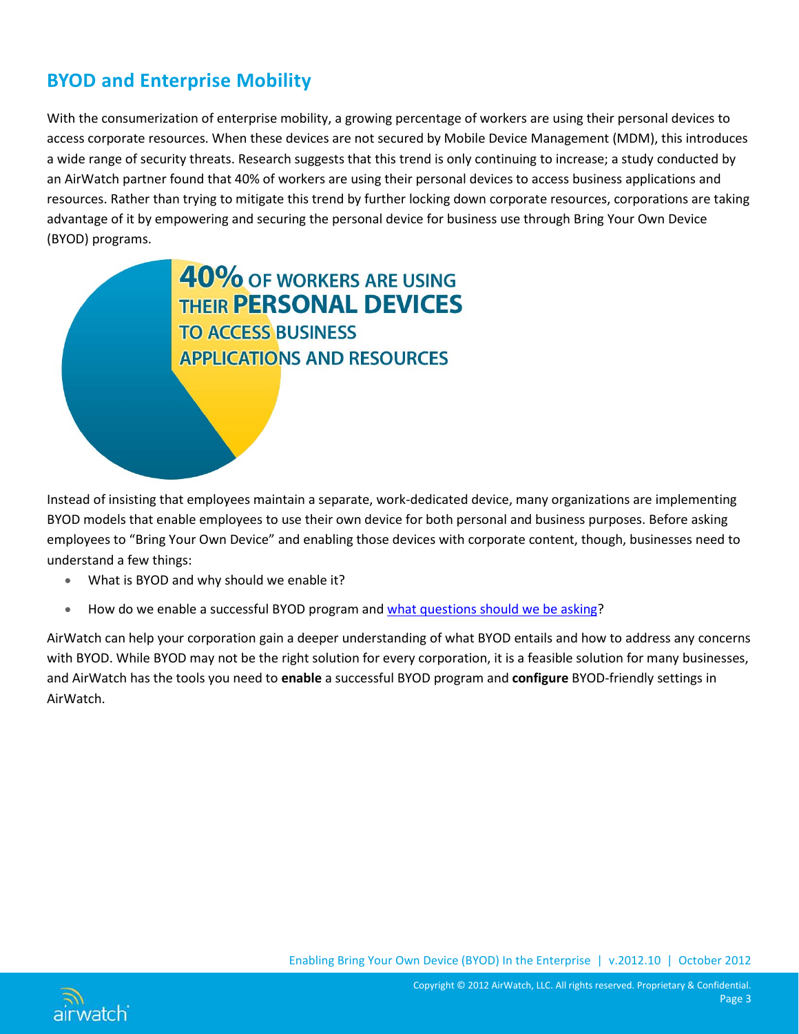## BYOD and Enterprise Mobility

With the consumerization of enterprise mobility, a growing percentage of workers are using their personal devices to access corporate resources. When these devices are not secured by Mobile Device Management (MDM), this introduces a wide range of security threats. Research suggests that this trend is only continuing to increase; a study conducted by an AirWatch partner found that 40% of workers are using their personal devices to access business applications and resources. Rather than trying to mitigate this trend by further locking down corporate resources, corporations are taking advantage of it by empowering and securing the personal device for business use through Bring Your Own Device (BYOD) programs.

**40% OF WORKERS ARE USING THEIR PERSONAL DEVICES TO ACCESS BUSINESS APPLICATIONS AND RESOURCES**

Instead of insisting that employees maintain a separate, work-dedicated device, many organizations are implementing BYOD models that enable employees to use their own device for both personal and business purposes. Before asking employees to "Bring Your Own Device" and enabling those devices with corporate content, though, businesses need to understand a few things:

- What is BYOD and why should we enable it?
- How do we enable a successful BYOD program and what questions should we be asking?

AirWatch can help your corporation gain a deeper understanding of what BYOD entails and how to address any concerns with BYOD. While BYOD may not be the right solution for every corporation, it is a feasible solution for many businesses, and AirWatch has the tools you need to **enable** a successful BYOD program and **configure** BYOD-friendly settings in AirWatch.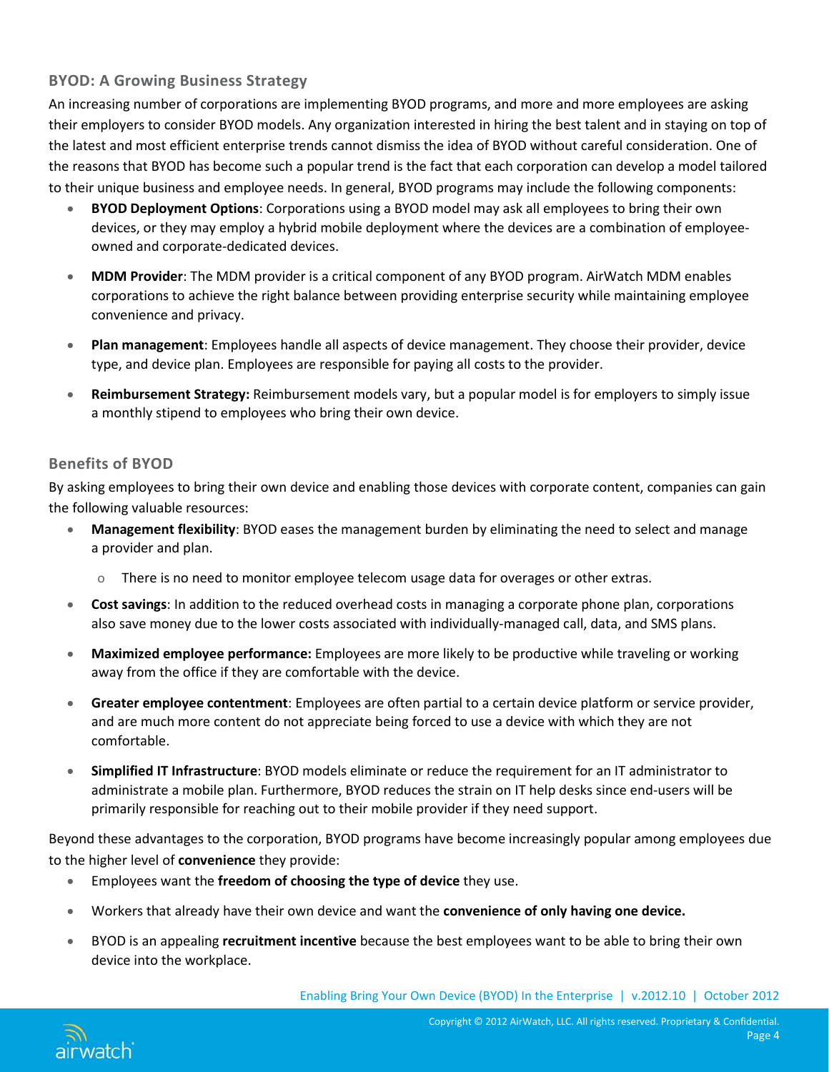## BYOD: A Growing Business Strategy

An increasing number of corporations are implementing BYOD programs, and more and more employees are asking their employers to consider BYOD models. Any organization interested in hiring the best talent and in staying on top of the latest and most efficient enterprise trends cannot dismiss the idea of BYOD without careful consideration. One of the reasons that BYOD has become such a popular trend is the fact that each corporation can develop a model tailored to their unique business and employee needs. In general, BYOD programs may include the following components:

- **BYOD Deployment Options**: Corporations using a BYOD model may ask all employees to bring their own devices, or they may employ a hybrid mobile deployment where the devices are a combination of employee-owned and corporate-dedicated devices.
- **MDM Provider**: The MDM provider is a critical component of any BYOD program. AirWatch MDM enables corporations to achieve the right balance between providing enterprise security while maintaining employee convenience and privacy.
- **Plan management**: Employees handle all aspects of device management. They choose their provider, device type, and device plan. Employees are responsible for paying all costs to the provider.
- **Reimbursement Strategy:** Reimbursement models vary, but a popular model is for employers to simply issue a monthly stipend to employees who bring their own device.

## Benefits of BYOD

By asking employees to bring their own device and enabling those devices with corporate content, companies can gain the following valuable resources:

- **Management flexibility**: BYOD eases the management burden by eliminating the need to select and manage a provider and plan.
    - There is no need to monitor employee telecom usage data for overages or other extras.
- **Cost savings**: In addition to the reduced overhead costs in managing a corporate phone plan, corporations also save money due to the lower costs associated with individually-managed call, data, and SMS plans.
- **Maximized employee performance:** Employees are more likely to be productive while traveling or working away from the office if they are comfortable with the device.
- **Greater employee contentment**: Employees are often partial to a certain device platform or service provider, and are much more content do not appreciate being forced to use a device with which they are not comfortable.
- **Simplified IT Infrastructure**: BYOD models eliminate or reduce the requirement for an IT administrator to administrate a mobile plan. Furthermore, BYOD reduces the strain on IT help desks since end-users will be primarily responsible for reaching out to their mobile provider if they need support.

Beyond these advantages to the corporation, BYOD programs have become increasingly popular among employees due to the higher level of **convenience** they provide:

- Employees want the **freedom of choosing the type of device** they use.
- Workers that already have their own device and want the **convenience of only having one device.**
- BYOD is an appealing **recruitment incentive** because the best employees want to be able to bring their own device into the workplace.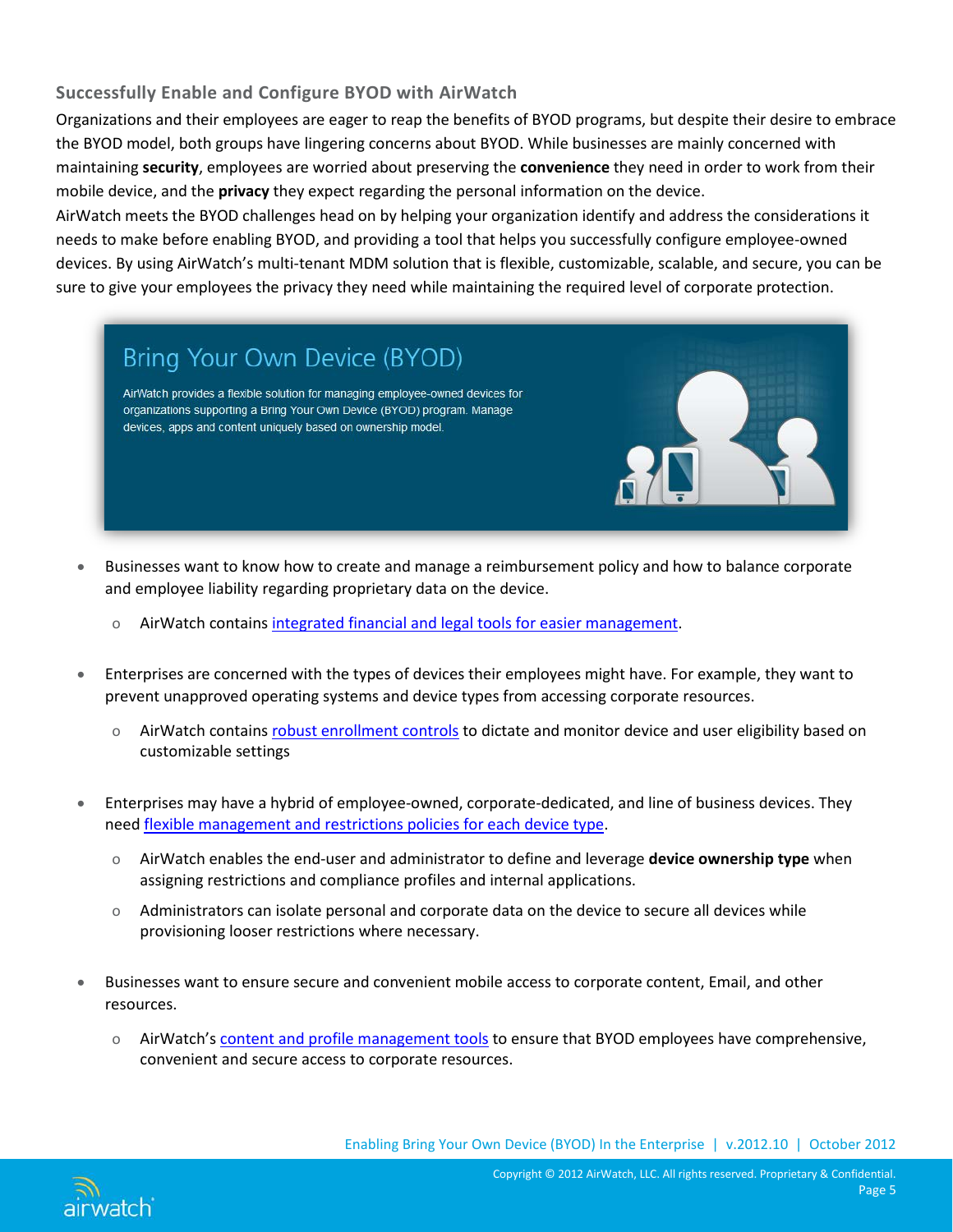### Successfully Enable and Configure BYOD with AirWatch

Organizations and their employees are eager to reap the benefits of BYOD programs, but despite their desire to embrace the BYOD model, both groups have lingering concerns about BYOD. While businesses are mainly concerned with maintaining **security**, employees are worried about preserving the **convenience** they need in order to work from their mobile device, and the **privacy** they expect regarding the personal information on the device.

AirWatch meets the BYOD challenges head on by helping your organization identify and address the considerations it needs to make before enabling BYOD, and providing a tool that helps you successfully configure employee-owned devices. By using AirWatch's multi-tenant MDM solution that is flexible, customizable, scalable, and secure, you can be sure to give your employees the privacy they need while maintaining the required level of corporate protection.

Bring Your Own Device (BYOD)

AirWatch provides a flexible solution for managing employee-owned devices for organizations supporting a Bring Your Own Device (BYOD) program. Manage devices, apps and content uniquely based on ownership model.

- Businesses want to know how to create and manage a reimbursement policy and how to balance corporate and employee liability regarding proprietary data on the device.
    - AirWatch contains integrated financial and legal tools for easier management.
- Enterprises are concerned with the types of devices their employees might have. For example, they want to prevent unapproved operating systems and device types from accessing corporate resources.
    - AirWatch contains robust enrollment controls to dictate and monitor device and user eligibility based on customizable settings
- Enterprises may have a hybrid of employee-owned, corporate-dedicated, and line of business devices. They need flexible management and restrictions policies for each device type.
    - AirWatch enables the end-user and administrator to define and leverage **device ownership type** when assigning restrictions and compliance profiles and internal applications.
    - Administrators can isolate personal and corporate data on the device to secure all devices while provisioning looser restrictions where necessary.
- Businesses want to ensure secure and convenient mobile access to corporate content, Email, and other resources.
    - AirWatch's content and profile management tools to ensure that BYOD employees have comprehensive, convenient and secure access to corporate resources.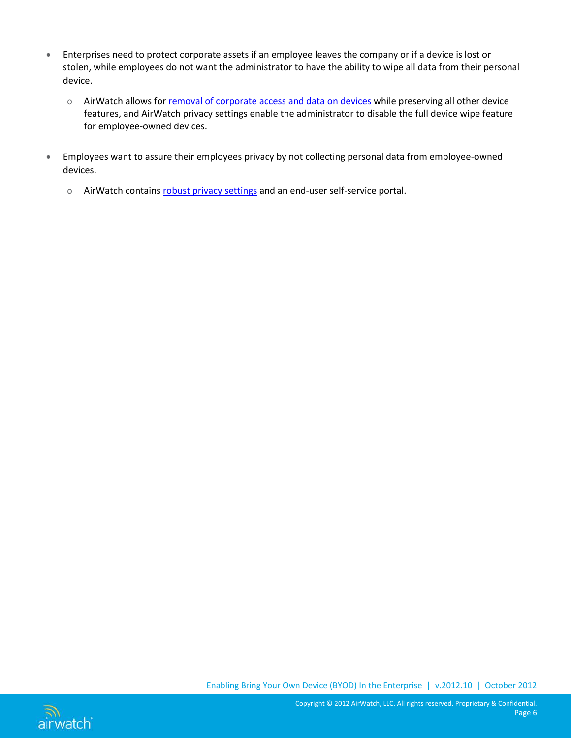- Enterprises need to protect corporate assets if an employee leaves the company or if a device is lost or stolen, while employees do not want the administrator to have the ability to wipe all data from their personal device.
  - AirWatch allows for removal of corporate access and data on devices while preserving all other device features, and AirWatch privacy settings enable the administrator to disable the full device wipe feature for employee-owned devices.

- Employees want to assure their employees privacy by not collecting personal data from employee-owned devices.
  - AirWatch contains robust privacy settings and an end-user self-service portal.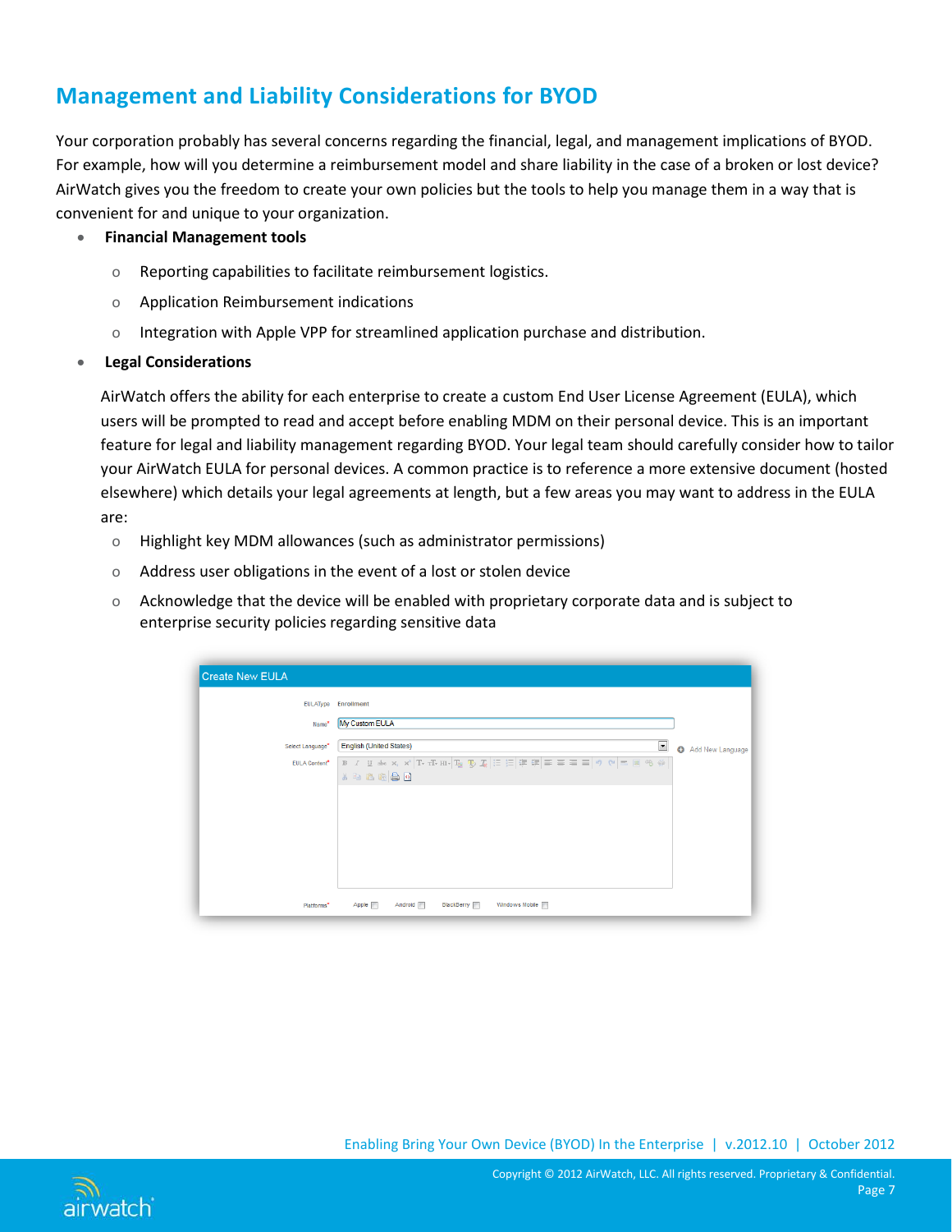## Management and Liability Considerations for BYOD

Your corporation probably has several concerns regarding the financial, legal, and management implications of BYOD. For example, how will you determine a reimbursement model and share liability in the case of a broken or lost device? AirWatch gives you the freedom to create your own policies but the tools to help you manage them in a way that is convenient for and unique to your organization.

- **Financial Management tools**
  - Reporting capabilities to facilitate reimbursement logistics.
  - Application Reimbursement indications
  - Integration with Apple VPP for streamlined application purchase and distribution.
- **Legal Considerations**

  AirWatch offers the ability for each enterprise to create a custom End User License Agreement (EULA), which users will be prompted to read and accept before enabling MDM on their personal device. This is an important feature for legal and liability management regarding BYOD. Your legal team should carefully consider how to tailor your AirWatch EULA for personal devices. A common practice is to reference a more extensive document (hosted elsewhere) which details your legal agreements at length, but a few areas you may want to address in the EULA are:

  - Highlight key MDM allowances (such as administrator permissions)
  - Address user obligations in the event of a lost or stolen device
  - Acknowledge that the device will be enabled with proprietary corporate data and is subject to enterprise security policies regarding sensitive data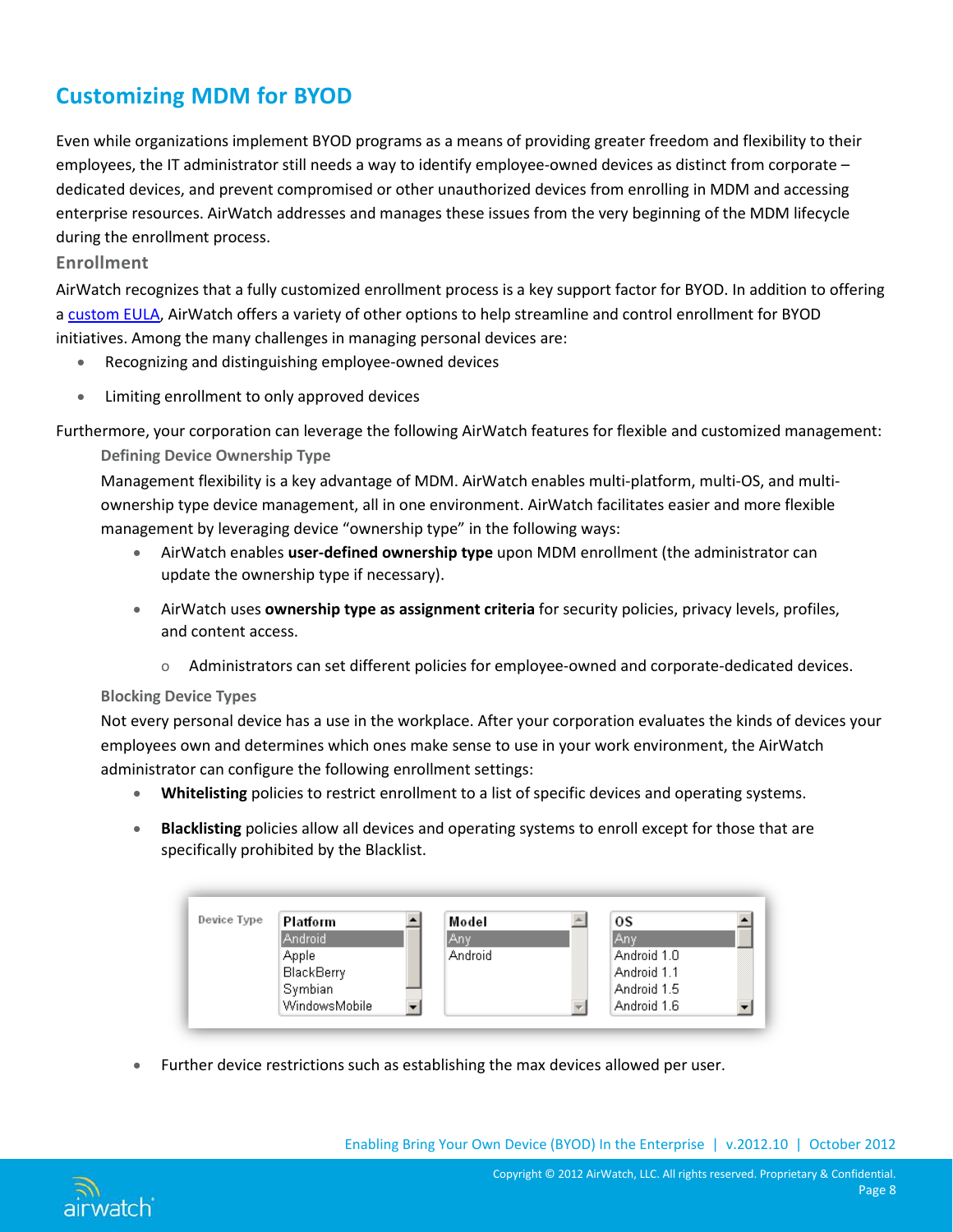# Customizing MDM for BYOD

Even while organizations implement BYOD programs as a means of providing greater freedom and flexibility to their employees, the IT administrator still needs a way to identify employee-owned devices as distinct from corporate – dedicated devices, and prevent compromised or other unauthorized devices from enrolling in MDM and accessing enterprise resources. AirWatch addresses and manages these issues from the very beginning of the MDM lifecycle during the enrollment process.

## Enrollment

AirWatch recognizes that a fully customized enrollment process is a key support factor for BYOD. In addition to offering a custom EULA, AirWatch offers a variety of other options to help streamline and control enrollment for BYOD initiatives. Among the many challenges in managing personal devices are:

- Recognizing and distinguishing employee-owned devices
- Limiting enrollment to only approved devices

Furthermore, your corporation can leverage the following AirWatch features for flexible and customized management:

### Defining Device Ownership Type

Management flexibility is a key advantage of MDM. AirWatch enables multi-platform, multi-OS, and multi-ownership type device management, all in one environment. AirWatch facilitates easier and more flexible management by leveraging device "ownership type" in the following ways:

- AirWatch enables **user-defined ownership type** upon MDM enrollment (the administrator can update the ownership type if necessary).
- AirWatch uses **ownership type as assignment criteria** for security policies, privacy levels, profiles, and content access.
  - Administrators can set different policies for employee-owned and corporate-dedicated devices.

### Blocking Device Types

Not every personal device has a use in the workplace. After your corporation evaluates the kinds of devices your employees own and determines which ones make sense to use in your work environment, the AirWatch administrator can configure the following enrollment settings:

- **Whitelisting** policies to restrict enrollment to a list of specific devices and operating systems.
- **Blacklisting** policies allow all devices and operating systems to enroll except for those that are specifically prohibited by the Blacklist.
- Further device restrictions such as establishing the max devices allowed per user.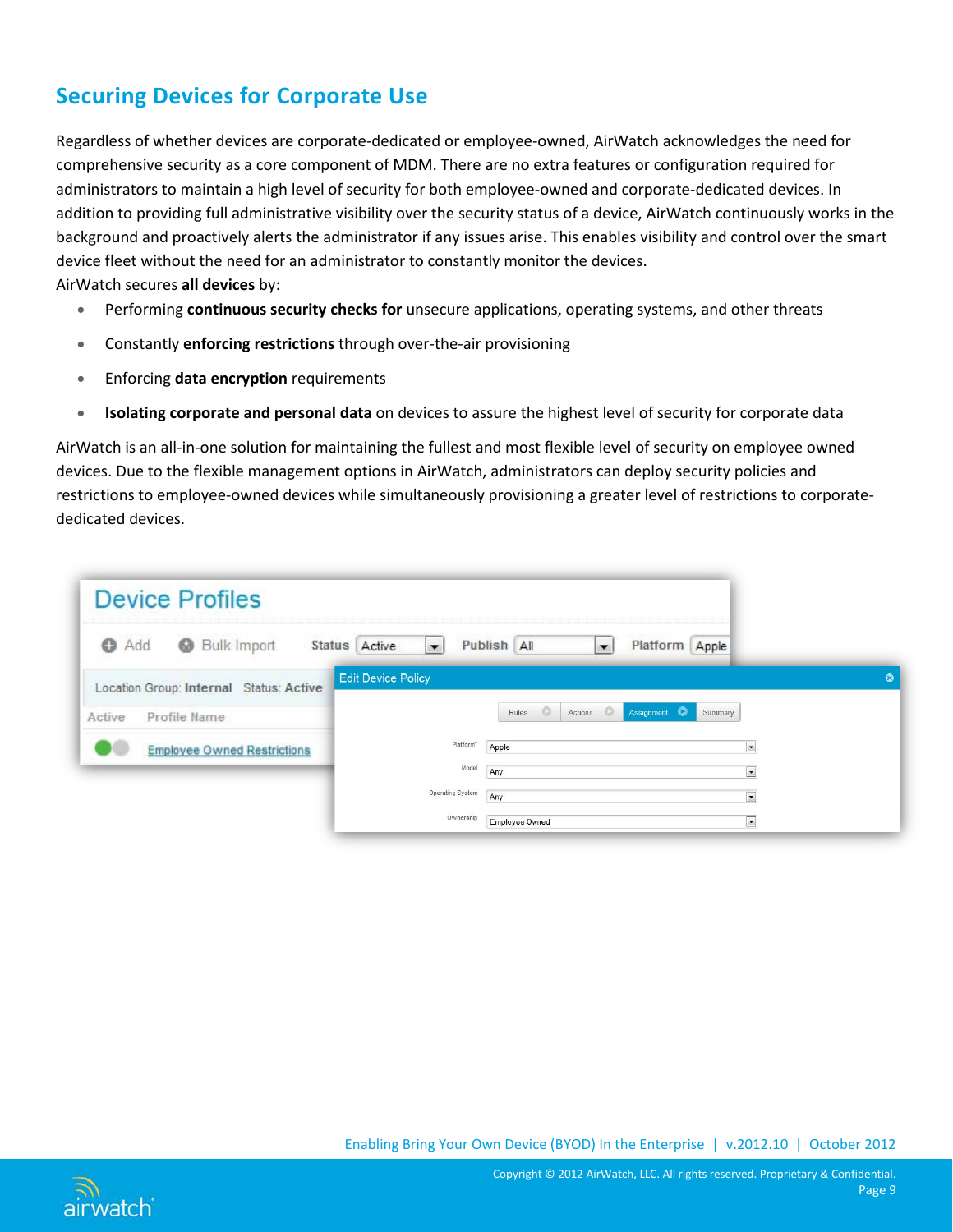## Securing Devices for Corporate Use

Regardless of whether devices are corporate-dedicated or employee-owned, AirWatch acknowledges the need for comprehensive security as a core component of MDM. There are no extra features or configuration required for administrators to maintain a high level of security for both employee-owned and corporate-dedicated devices. In addition to providing full administrative visibility over the security status of a device, AirWatch continuously works in the background and proactively alerts the administrator if any issues arise. This enables visibility and control over the smart device fleet without the need for an administrator to constantly monitor the devices.
AirWatch secures **all devices** by:

- Performing **continuous security checks for** unsecure applications, operating systems, and other threats
- Constantly **enforcing restrictions** through over-the-air provisioning
- Enforcing **data encryption** requirements
- **Isolating corporate and personal data** on devices to assure the highest level of security for corporate data

AirWatch is an all-in-one solution for maintaining the fullest and most flexible level of security on employee owned devices. Due to the flexible management options in AirWatch, administrators can deploy security policies and restrictions to employee-owned devices while simultaneously provisioning a greater level of restrictions to corporate-dedicated devices.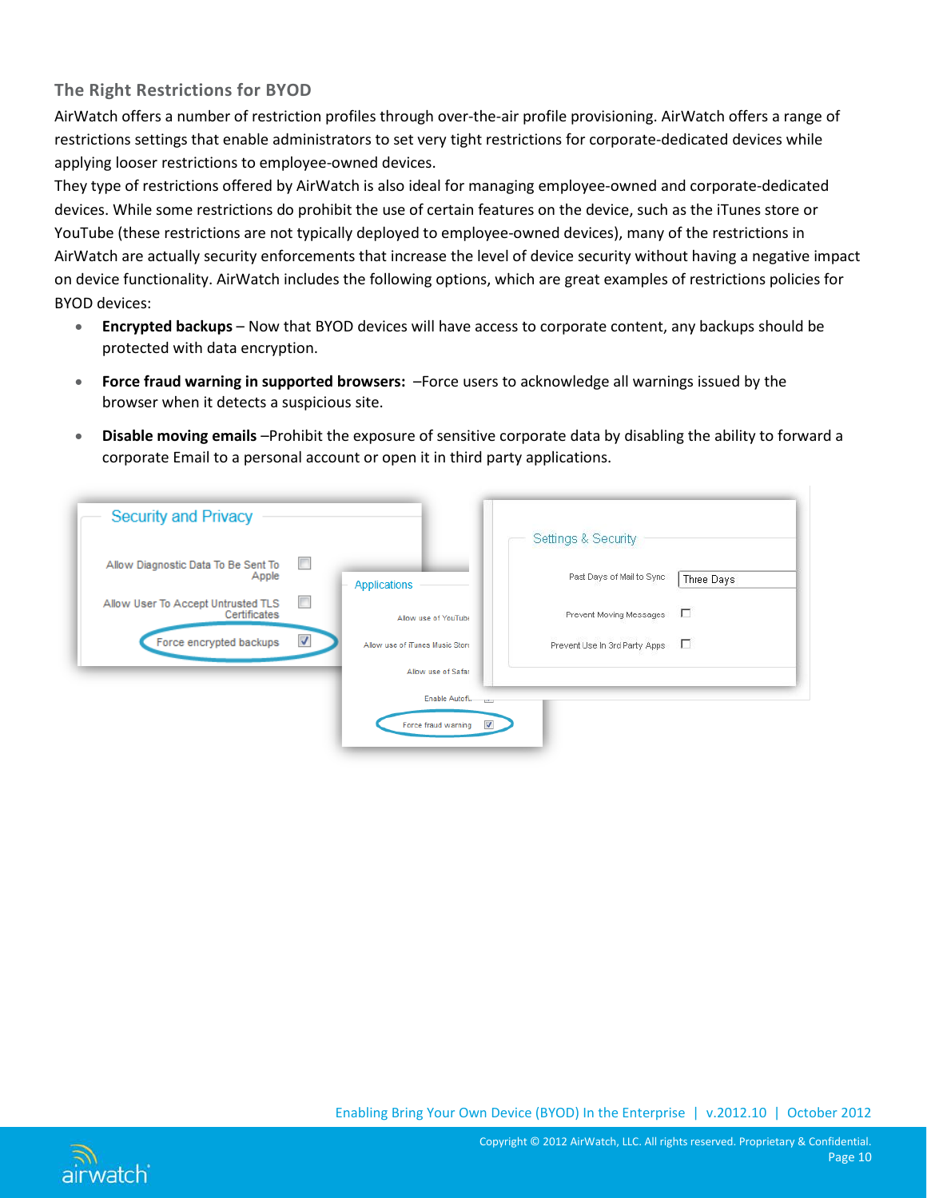## The Right Restrictions for BYOD

AirWatch offers a number of restriction profiles through over-the-air profile provisioning. AirWatch offers a range of restrictions settings that enable administrators to set very tight restrictions for corporate-dedicated devices while applying looser restrictions to employee-owned devices.

They type of restrictions offered by AirWatch is also ideal for managing employee-owned and corporate-dedicated devices. While some restrictions do prohibit the use of certain features on the device, such as the iTunes store or YouTube (these restrictions are not typically deployed to employee-owned devices), many of the restrictions in AirWatch are actually security enforcements that increase the level of device security without having a negative impact on device functionality. AirWatch includes the following options, which are great examples of restrictions policies for BYOD devices:

- **Encrypted backups** – Now that BYOD devices will have access to corporate content, any backups should be protected with data encryption.
- **Force fraud warning in supported browsers:** –Force users to acknowledge all warnings issued by the browser when it detects a suspicious site.
- **Disable moving emails** –Prohibit the exposure of sensitive corporate data by disabling the ability to forward a corporate Email to a personal account or open it in third party applications.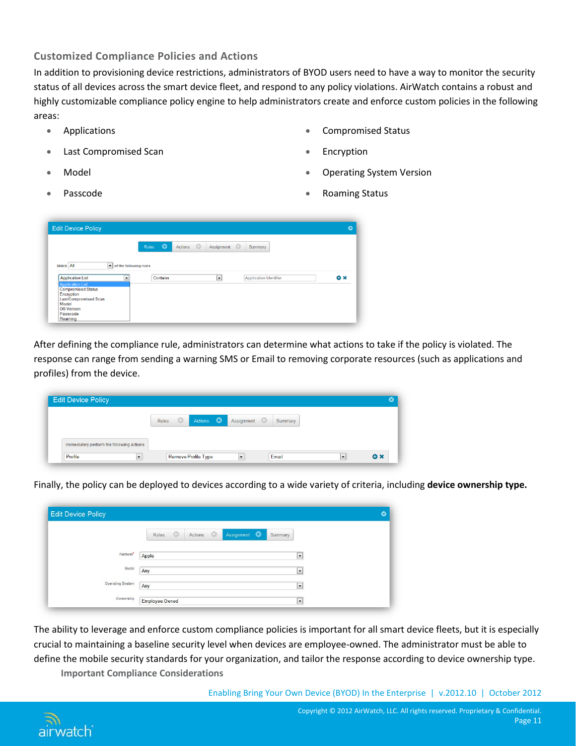## Customized Compliance Policies and Actions

In addition to provisioning device restrictions, administrators of BYOD users need to have a way to monitor the security status of all devices across the smart device fleet, and respond to any policy violations. AirWatch contains a robust and highly customizable compliance policy engine to help administrators create and enforce custom policies in the following areas:

- Applications
- Last Compromised Scan
- Model
- Passcode
- Compromised Status
- Encryption
- Operating System Version
- Roaming Status

After defining the compliance rule, administrators can determine what actions to take if the policy is violated. The response can range from sending a warning SMS or Email to removing corporate resources (such as applications and profiles) from the device.

Finally, the policy can be deployed to devices according to a wide variety of criteria, including **device ownership type.**

The ability to leverage and enforce custom compliance policies is important for all smart device fleets, but it is especially crucial to maintaining a baseline security level when devices are employee-owned. The administrator must be able to define the mobile security standards for your organization, and tailor the response according to device ownership type.

## Important Compliance Considerations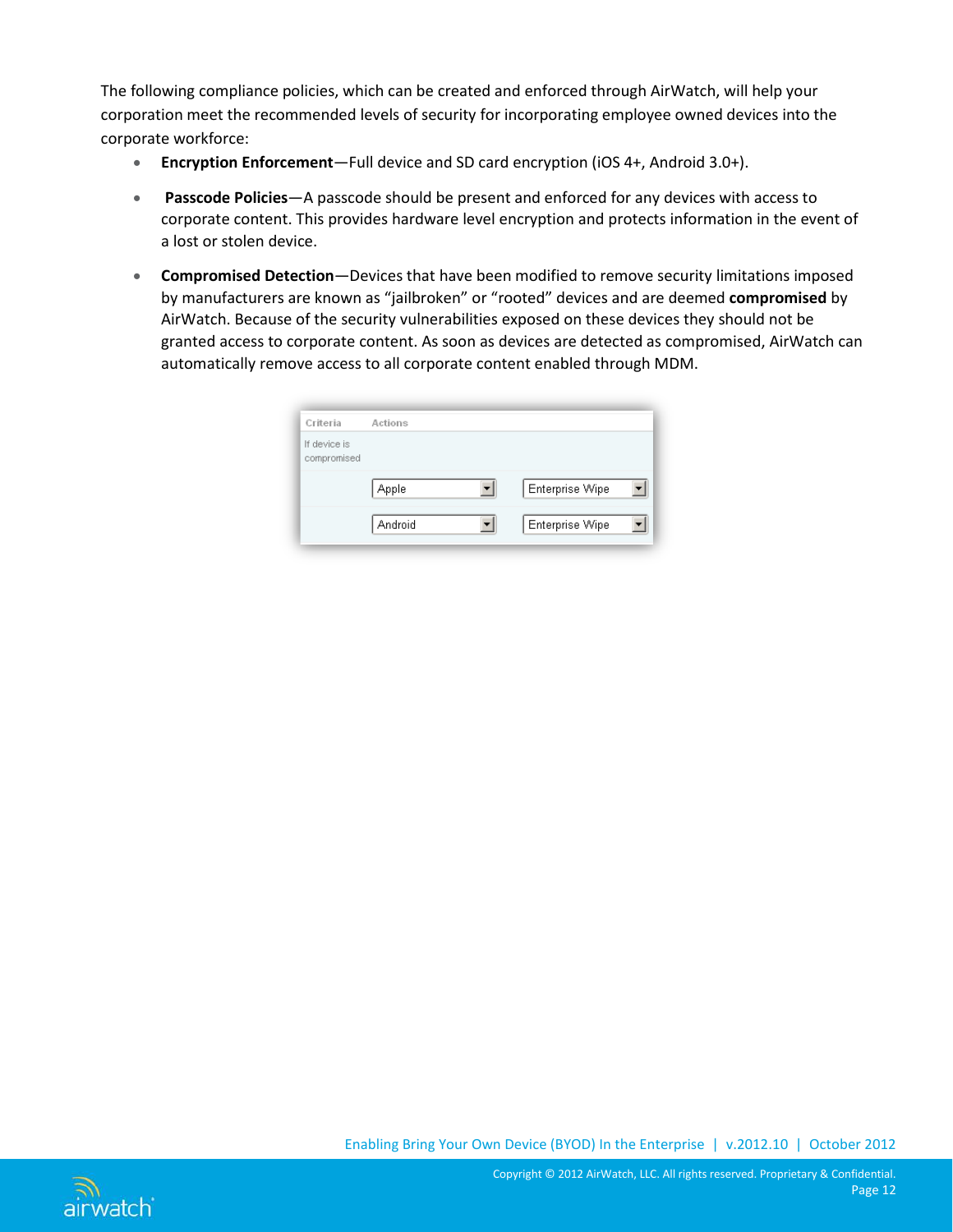The following compliance policies, which can be created and enforced through AirWatch, will help your corporation meet the recommended levels of security for incorporating employee owned devices into the corporate workforce:

- **Encryption Enforcement**—Full device and SD card encryption (iOS 4+, Android 3.0+).
- **Passcode Policies**—A passcode should be present and enforced for any devices with access to corporate content. This provides hardware level encryption and protects information in the event of a lost or stolen device.
- **Compromised Detection**—Devices that have been modified to remove security limitations imposed by manufacturers are known as "jailbroken" or "rooted" devices and are deemed **compromised** by AirWatch. Because of the security vulnerabilities exposed on these devices they should not be granted access to corporate content. As soon as devices are detected as compromised, AirWatch can automatically remove access to all corporate content enabled through MDM.

| Criteria | Actions | |
|---|---|---|
| If device is compromised | | |
| | Apple | Enterprise Wipe |
| | Android | Enterprise Wipe |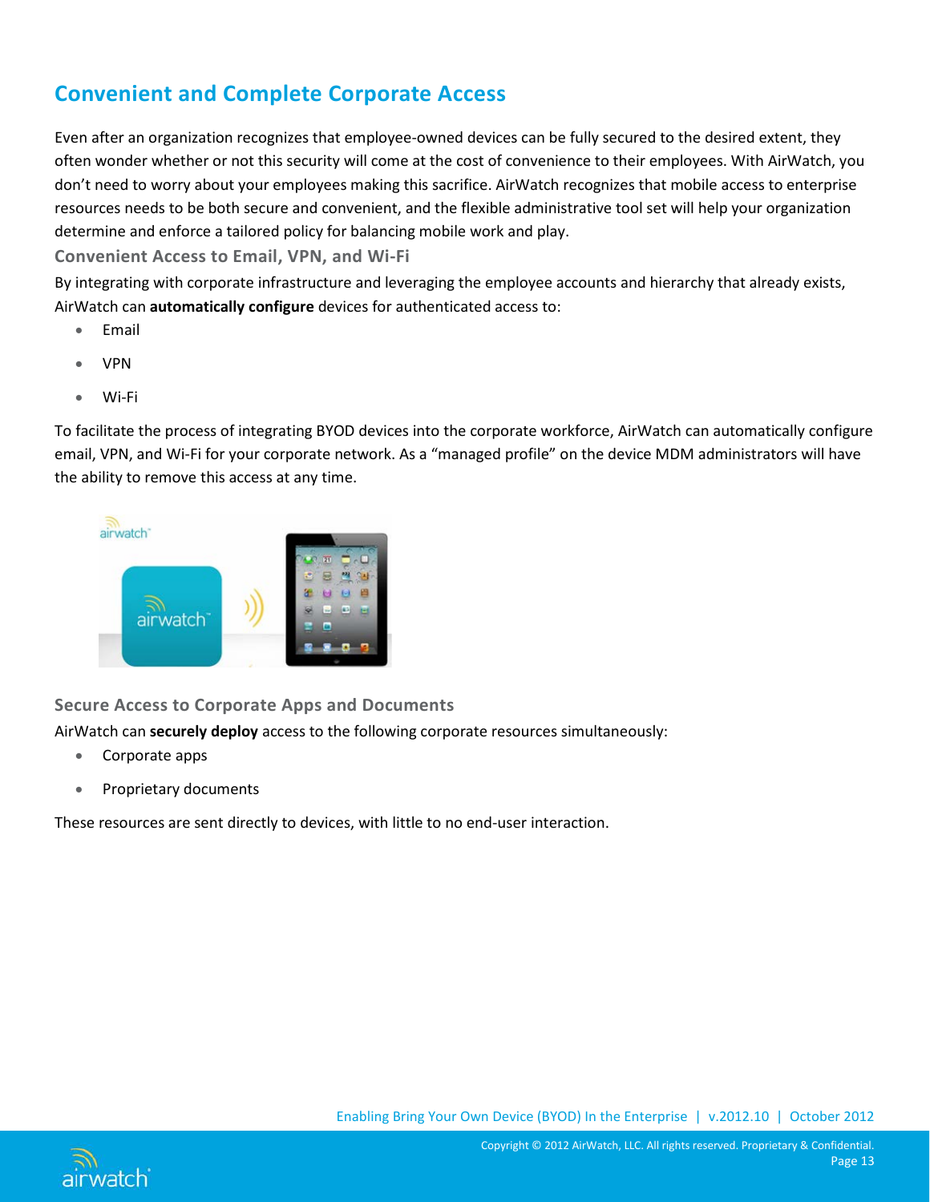## Convenient and Complete Corporate Access

Even after an organization recognizes that employee-owned devices can be fully secured to the desired extent, they often wonder whether or not this security will come at the cost of convenience to their employees. With AirWatch, you don't need to worry about your employees making this sacrifice. AirWatch recognizes that mobile access to enterprise resources needs to be both secure and convenient, and the flexible administrative tool set will help your organization determine and enforce a tailored policy for balancing mobile work and play.

### Convenient Access to Email, VPN, and Wi-Fi

By integrating with corporate infrastructure and leveraging the employee accounts and hierarchy that already exists, AirWatch can **automatically configure** devices for authenticated access to:

- Email
- VPN
- Wi-Fi

To facilitate the process of integrating BYOD devices into the corporate workforce, AirWatch can automatically configure email, VPN, and Wi-Fi for your corporate network. As a "managed profile" on the device MDM administrators will have the ability to remove this access at any time.

### Secure Access to Corporate Apps and Documents

AirWatch can **securely deploy** access to the following corporate resources simultaneously:

- Corporate apps
- Proprietary documents

These resources are sent directly to devices, with little to no end-user interaction.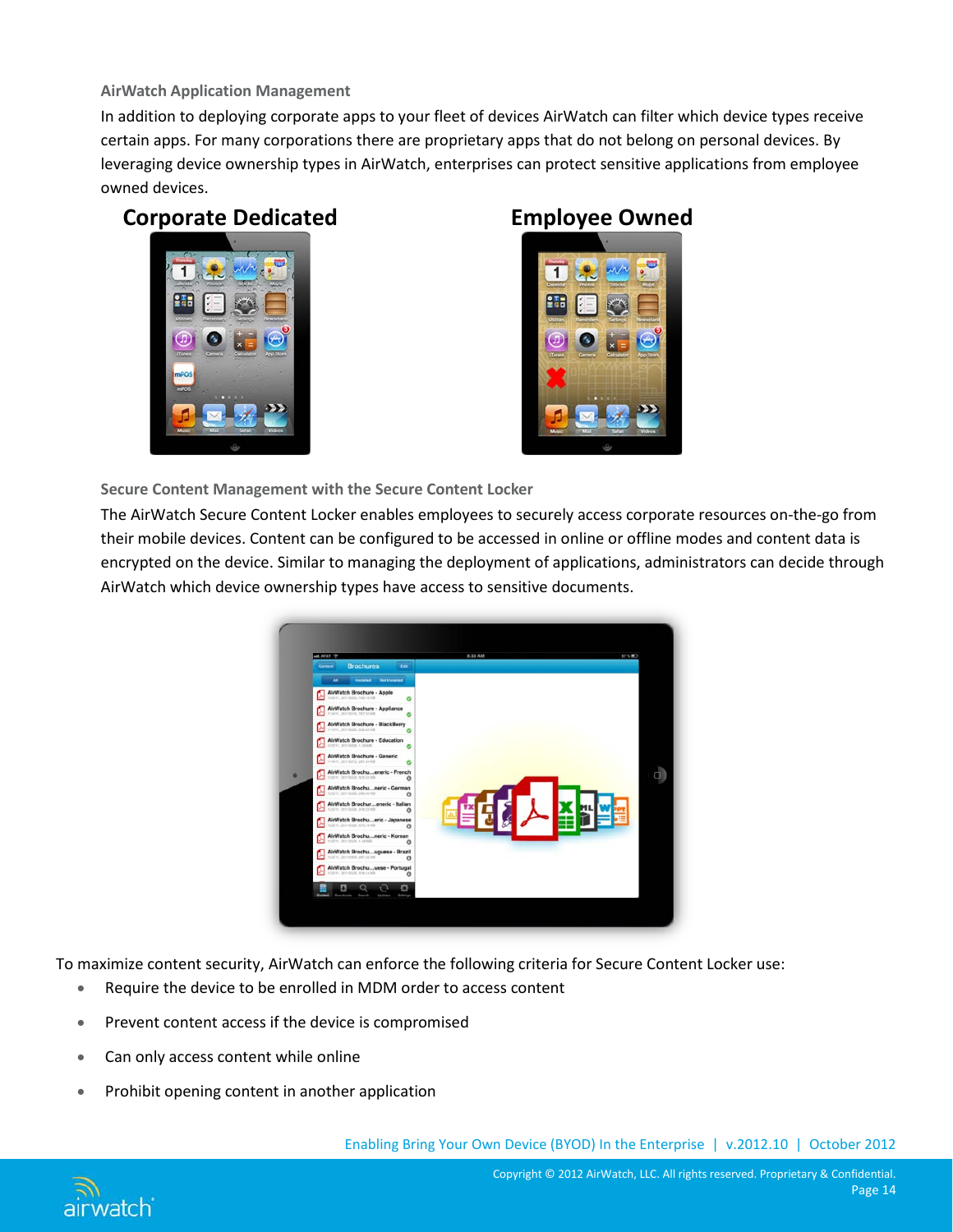### AirWatch Application Management

In addition to deploying corporate apps to your fleet of devices AirWatch can filter which device types receive certain apps. For many corporations there are proprietary apps that do not belong on personal devices. By leveraging device ownership types in AirWatch, enterprises can protect sensitive applications from employee owned devices.

**Corporate Dedicated** | **Employee Owned**

### Secure Content Management with the Secure Content Locker

The AirWatch Secure Content Locker enables employees to securely access corporate resources on-the-go from their mobile devices. Content can be configured to be accessed in online or offline modes and content data is encrypted on the device. Similar to managing the deployment of applications, administrators can decide through AirWatch which device ownership types have access to sensitive documents.

To maximize content security, AirWatch can enforce the following criteria for Secure Content Locker use:

- Require the device to be enrolled in MDM order to access content
- Prevent content access if the device is compromised
- Can only access content while online
- Prohibit opening content in another application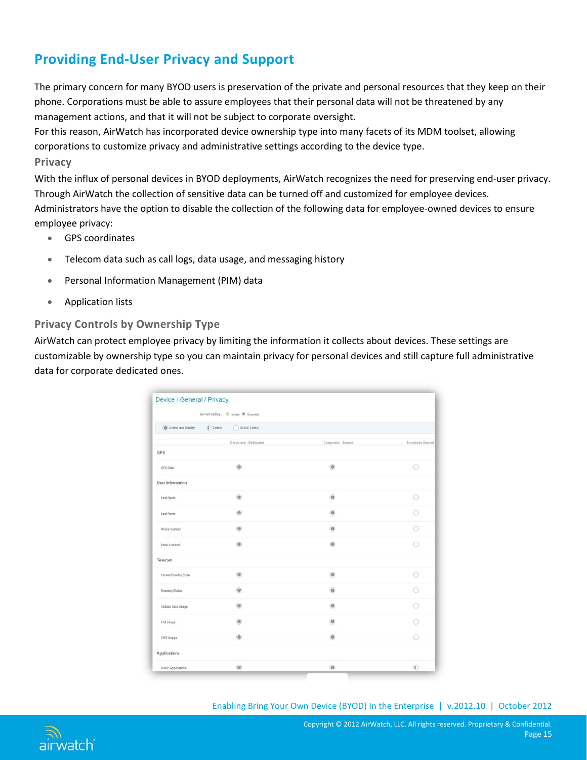## Providing End-User Privacy and Support

The primary concern for many BYOD users is preservation of the private and personal resources that they keep on their phone. Corporations must be able to assure employees that their personal data will not be threatened by any management actions, and that it will not be subject to corporate oversight.

For this reason, AirWatch has incorporated device ownership type into many facets of its MDM toolset, allowing corporations to customize privacy and administrative settings according to the device type.

### Privacy

With the influx of personal devices in BYOD deployments, AirWatch recognizes the need for preserving end-user privacy. Through AirWatch the collection of sensitive data can be turned off and customized for employee devices. Administrators have the option to disable the collection of the following data for employee-owned devices to ensure employee privacy:

- GPS coordinates
- Telecom data such as call logs, data usage, and messaging history
- Personal Information Management (PIM) data
- Application lists

### Privacy Controls by Ownership Type

AirWatch can protect employee privacy by limiting the information it collects about devices. These settings are customizable by ownership type so you can maintain privacy for personal devices and still capture full administrative data for corporate dedicated ones.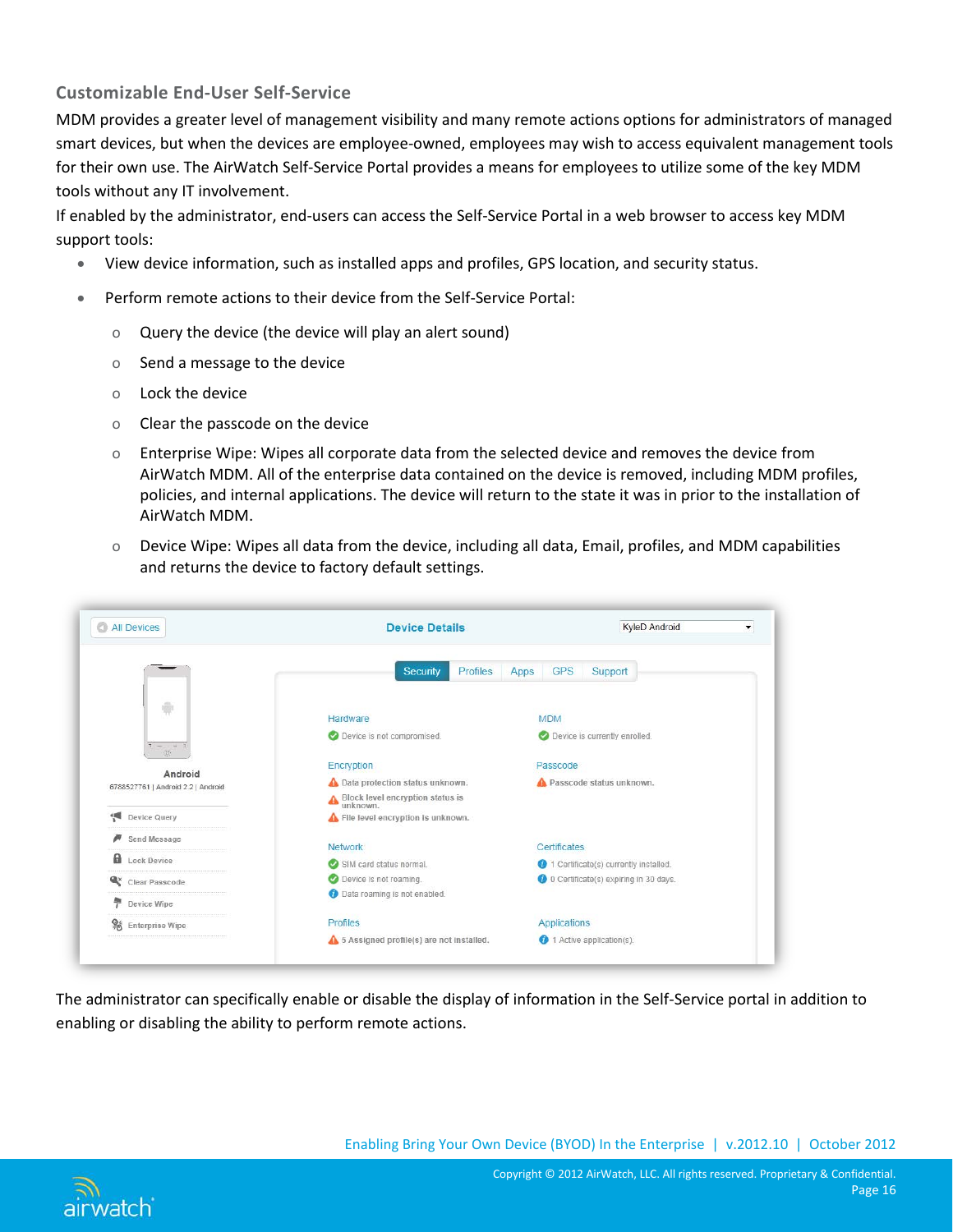### Customizable End-User Self-Service

MDM provides a greater level of management visibility and many remote actions options for administrators of managed smart devices, but when the devices are employee-owned, employees may wish to access equivalent management tools for their own use. The AirWatch Self-Service Portal provides a means for employees to utilize some of the key MDM tools without any IT involvement.

If enabled by the administrator, end-users can access the Self-Service Portal in a web browser to access key MDM support tools:

- View device information, such as installed apps and profiles, GPS location, and security status.
- Perform remote actions to their device from the Self-Service Portal:
  - Query the device (the device will play an alert sound)
  - Send a message to the device
  - Lock the device
  - Clear the passcode on the device
  - Enterprise Wipe: Wipes all corporate data from the selected device and removes the device from AirWatch MDM. All of the enterprise data contained on the device is removed, including MDM profiles, policies, and internal applications. The device will return to the state it was in prior to the installation of AirWatch MDM.
  - Device Wipe: Wipes all data from the device, including all data, Email, profiles, and MDM capabilities and returns the device to factory default settings.

The administrator can specifically enable or disable the display of information in the Self-Service portal in addition to enabling or disabling the ability to perform remote actions.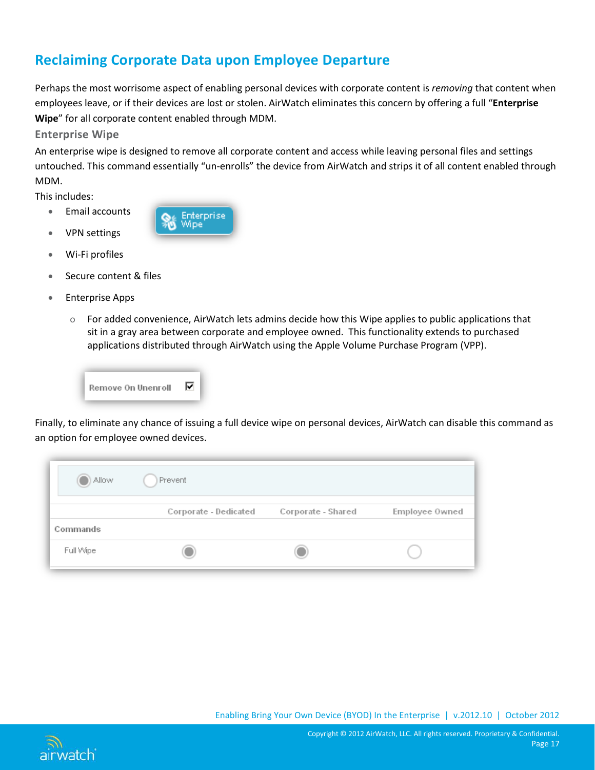## Reclaiming Corporate Data upon Employee Departure

Perhaps the most worrisome aspect of enabling personal devices with corporate content is *removing* that content when employees leave, or if their devices are lost or stolen. AirWatch eliminates this concern by offering a full "**Enterprise Wipe**" for all corporate content enabled through MDM.

### Enterprise Wipe

An enterprise wipe is designed to remove all corporate content and access while leaving personal files and settings untouched. This command essentially "un-enrolls" the device from AirWatch and strips it of all content enabled through MDM.

This includes:

- Email accounts
- VPN settings
- Wi-Fi profiles
- Secure content & files
- Enterprise Apps
  - For added convenience, AirWatch lets admins decide how this Wipe applies to public applications that sit in a gray area between corporate and employee owned. This functionality extends to purchased applications distributed through AirWatch using the Apple Volume Purchase Program (VPP).

Finally, to eliminate any chance of issuing a full device wipe on personal devices, AirWatch can disable this command as an option for employee owned devices.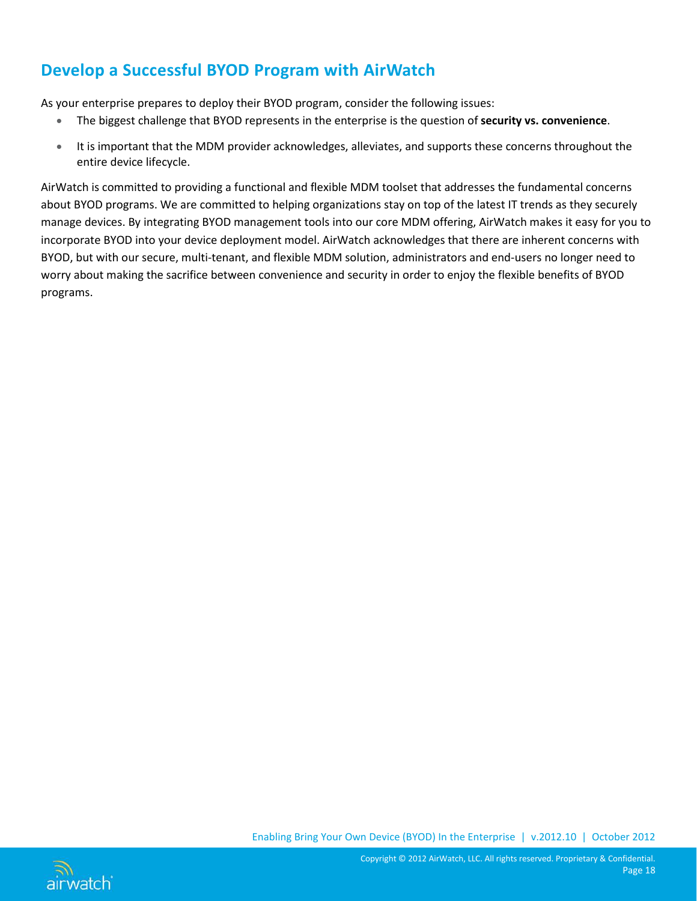## Develop a Successful BYOD Program with AirWatch

As your enterprise prepares to deploy their BYOD program, consider the following issues:

- The biggest challenge that BYOD represents in the enterprise is the question of **security vs. convenience**.
- It is important that the MDM provider acknowledges, alleviates, and supports these concerns throughout the entire device lifecycle.

AirWatch is committed to providing a functional and flexible MDM toolset that addresses the fundamental concerns about BYOD programs. We are committed to helping organizations stay on top of the latest IT trends as they securely manage devices. By integrating BYOD management tools into our core MDM offering, AirWatch makes it easy for you to incorporate BYOD into your device deployment model. AirWatch acknowledges that there are inherent concerns with BYOD, but with our secure, multi-tenant, and flexible MDM solution, administrators and end-users no longer need to worry about making the sacrifice between convenience and security in order to enjoy the flexible benefits of BYOD programs.